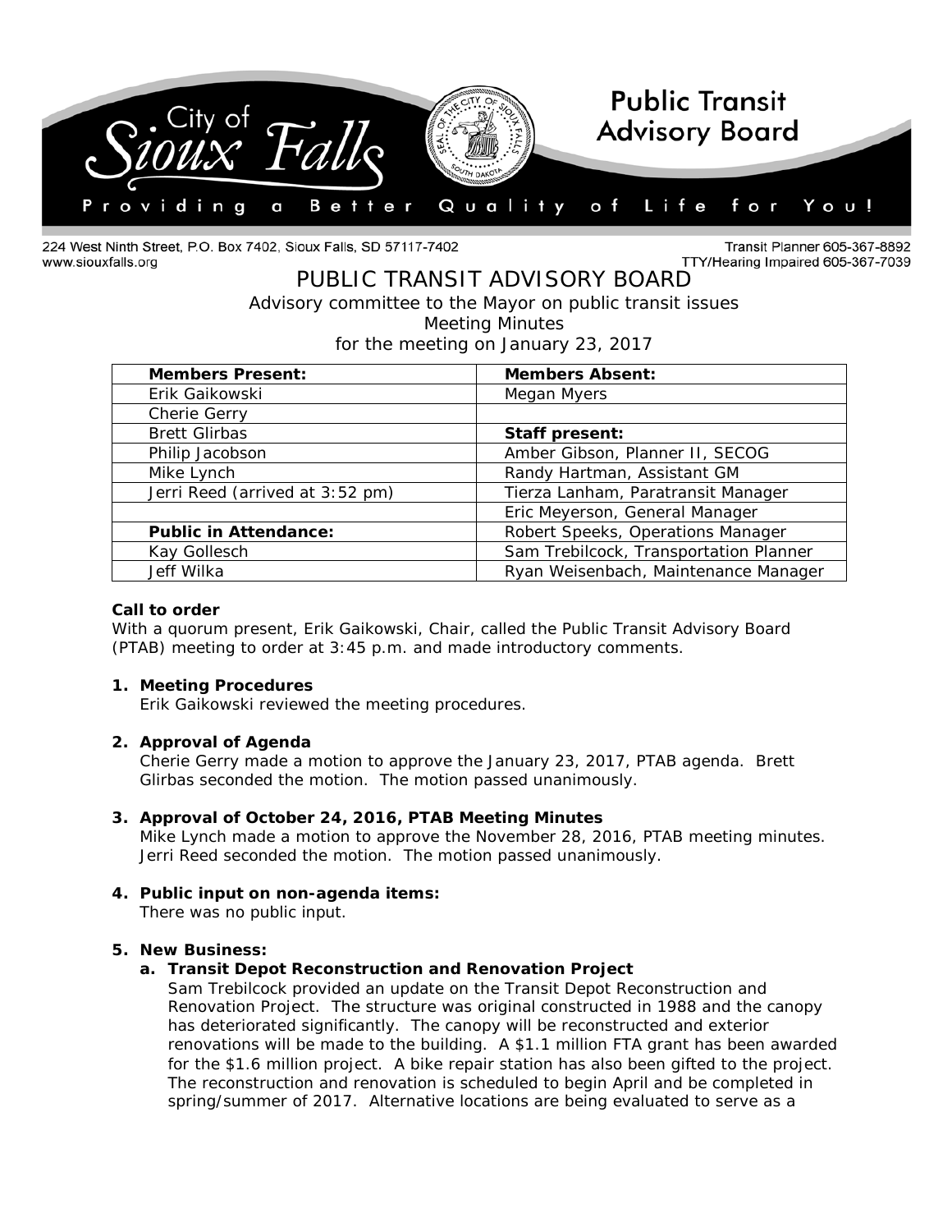City of Sioux Falls — Public Transit Advisory Board

Providing a Better Quality of Life for You!

224 West Ninth Street, P.O. Box 7402, Sioux Falls, SD 57117-7402
www.siouxfalls.org

Transit Planner 605-367-8892
TTY/Hearing Impaired 605-367-7039

# PUBLIC TRANSIT ADVISORY BOARD

Advisory committee to the Mayor on public transit issues
Meeting Minutes
for the meeting on January 23, 2017

| **Members Present:** | **Members Absent:** |
|---|---|
| Erik Gaikowski | Megan Myers |
| Cherie Gerry | |
| Brett Glirbas | **Staff present:** |
| Philip Jacobson | Amber Gibson, Planner II, SECOG |
| Mike Lynch | Randy Hartman, Assistant GM |
| Jerri Reed (arrived at 3:52 pm) | Tierza Lanham, Paratransit Manager |
| | Eric Meyerson, General Manager |
| **Public in Attendance:** | Robert Speeks, Operations Manager |
| Kay Gollesch | Sam Trebilcock, Transportation Planner |
| Jeff Wilka | Ryan Weisenbach, Maintenance Manager |

**Call to order**
With a quorum present, Erik Gaikowski, Chair, called the Public Transit Advisory Board (PTAB) meeting to order at 3:45 p.m. and made introductory comments.

1. **Meeting Procedures**
   Erik Gaikowski reviewed the meeting procedures.

2. **Approval of Agenda**
   Cherie Gerry made a motion to approve the January 23, 2017, PTAB agenda. Brett Glirbas seconded the motion. The motion passed unanimously.

3. **Approval of October 24, 2016, PTAB Meeting Minutes**
   Mike Lynch made a motion to approve the November 28, 2016, PTAB meeting minutes. Jerri Reed seconded the motion. The motion passed unanimously.

4. **Public input on non-agenda items:**
   There was no public input.

5. **New Business:**
   a. **Transit Depot Reconstruction and Renovation Project**
      Sam Trebilcock provided an update on the Transit Depot Reconstruction and Renovation Project. The structure was original constructed in 1988 and the canopy has deteriorated significantly. The canopy will be reconstructed and exterior renovations will be made to the building. A $1.1 million FTA grant has been awarded for the $1.6 million project. A bike repair station has also been gifted to the project. The reconstruction and renovation is scheduled to begin April and be completed in spring/summer of 2017. Alternative locations are being evaluated to serve as a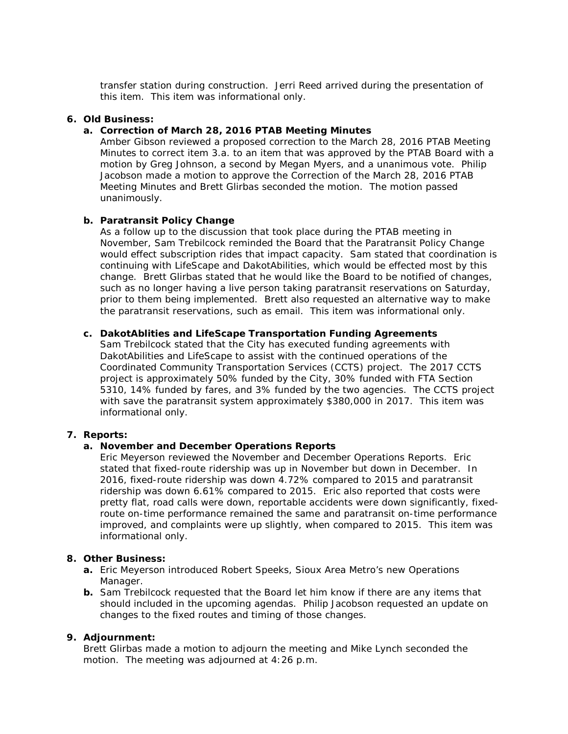transfer station during construction. Jerri Reed arrived during the presentation of this item. This item was informational only.

**6. Old Business:**

**a. Correction of March 28, 2016 PTAB Meeting Minutes**

Amber Gibson reviewed a proposed correction to the March 28, 2016 PTAB Meeting Minutes to correct item 3.a. to an item that was approved by the PTAB Board with a motion by Greg Johnson, a second by Megan Myers, and a unanimous vote. Philip Jacobson made a motion to approve the Correction of the March 28, 2016 PTAB Meeting Minutes and Brett Glirbas seconded the motion. The motion passed unanimously.

**b. Paratransit Policy Change**

As a follow up to the discussion that took place during the PTAB meeting in November, Sam Trebilcock reminded the Board that the Paratransit Policy Change would effect subscription rides that impact capacity. Sam stated that coordination is continuing with LifeScape and DakotAbilities, which would be effected most by this change. Brett Glirbas stated that he would like the Board to be notified of changes, such as no longer having a live person taking paratransit reservations on Saturday, prior to them being implemented. Brett also requested an alternative way to make the paratransit reservations, such as email. This item was informational only.

**c. DakotAblities and LifeScape Transportation Funding Agreements**

Sam Trebilcock stated that the City has executed funding agreements with DakotAbilities and LifeScape to assist with the continued operations of the Coordinated Community Transportation Services (CCTS) project. The 2017 CCTS project is approximately 50% funded by the City, 30% funded with FTA Section 5310, 14% funded by fares, and 3% funded by the two agencies. The CCTS project with save the paratransit system approximately $380,000 in 2017. This item was informational only.

**7. Reports:**

**a. November and December Operations Reports**

Eric Meyerson reviewed the November and December Operations Reports. Eric stated that fixed-route ridership was up in November but down in December. In 2016, fixed-route ridership was down 4.72% compared to 2015 and paratransit ridership was down 6.61% compared to 2015. Eric also reported that costs were pretty flat, road calls were down, reportable accidents were down significantly, fixed-route on-time performance remained the same and paratransit on-time performance improved, and complaints were up slightly, when compared to 2015. This item was informational only.

**8. Other Business:**

**a.** Eric Meyerson introduced Robert Speeks, Sioux Area Metro's new Operations Manager.

**b.** Sam Trebilcock requested that the Board let him know if there are any items that should included in the upcoming agendas. Philip Jacobson requested an update on changes to the fixed routes and timing of those changes.

**9. Adjournment:**

Brett Glirbas made a motion to adjourn the meeting and Mike Lynch seconded the motion. The meeting was adjourned at 4:26 p.m.